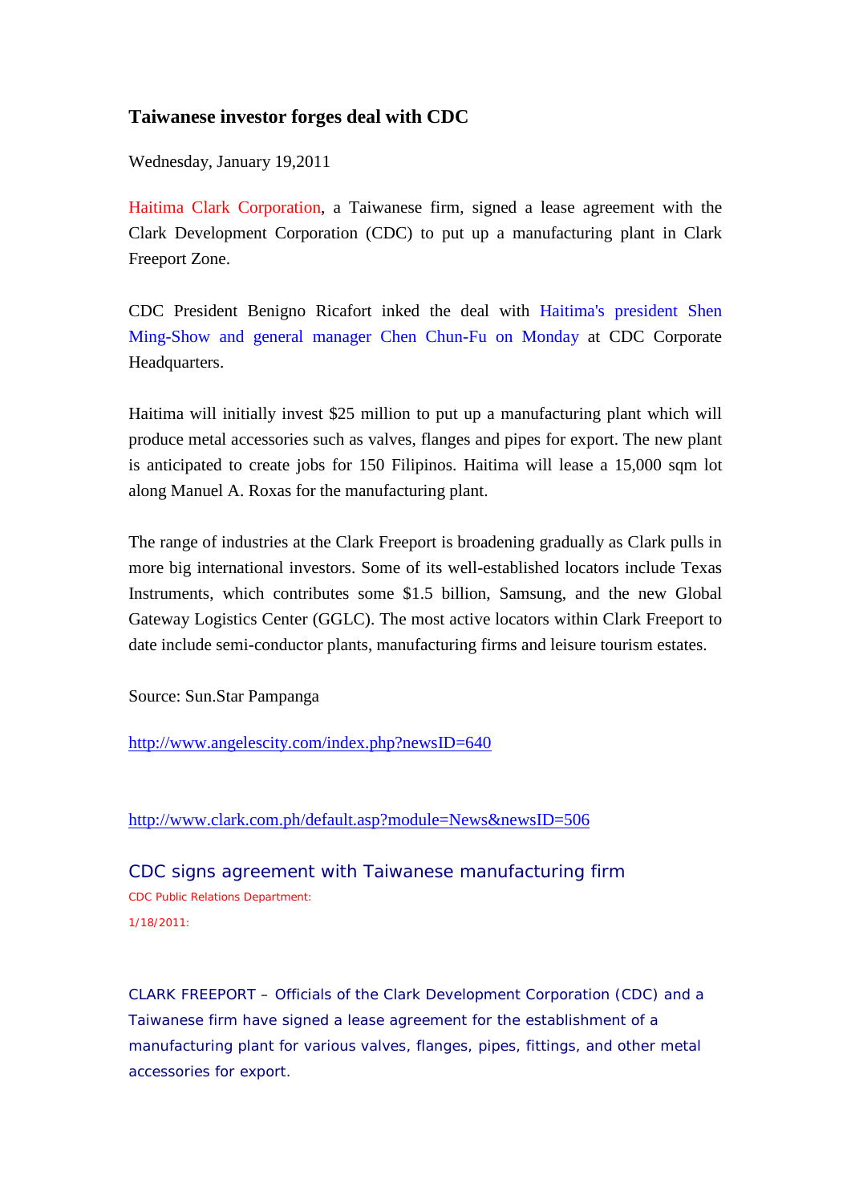# Taiwanese investor forges deal with CDC

Wednesday, January 19,2011

Haitima Clark Corporation, a Taiwanese firm, signed a lease agreement with the Clark Development Corporation (CDC) to put up a manufacturing plant in Clark Freeport Zone.

CDC President Benigno Ricafort inked the deal with Haitima's president Shen Ming-Show and general manager Chen Chun-Fu on Monday at CDC Corporate Headquarters.

Haitima will initially invest $25 million to put up a manufacturing plant which will produce metal accessories such as valves, flanges and pipes for export. The new plant is anticipated to create jobs for 150 Filipinos. Haitima will lease a 15,000 sqm lot along Manuel A. Roxas for the manufacturing plant.

The range of industries at the Clark Freeport is broadening gradually as Clark pulls in more big international investors. Some of its well-established locators include Texas Instruments, which contributes some $1.5 billion, Samsung, and the new Global Gateway Logistics Center (GGLC). The most active locators within Clark Freeport to date include semi-conductor plants, manufacturing firms and leisure tourism estates.

Source: Sun.Star Pampanga

http://www.angelescity.com/index.php?newsID=640

http://www.clark.com.ph/default.asp?module=News&newsID=506

## CDC signs agreement with Taiwanese manufacturing firm

CDC Public Relations Department:

1/18/2011:

CLARK FREEPORT – Officials of the Clark Development Corporation (CDC) and a Taiwanese firm have signed a lease agreement for the establishment of a manufacturing plant for various valves, flanges, pipes, fittings, and other metal accessories for export.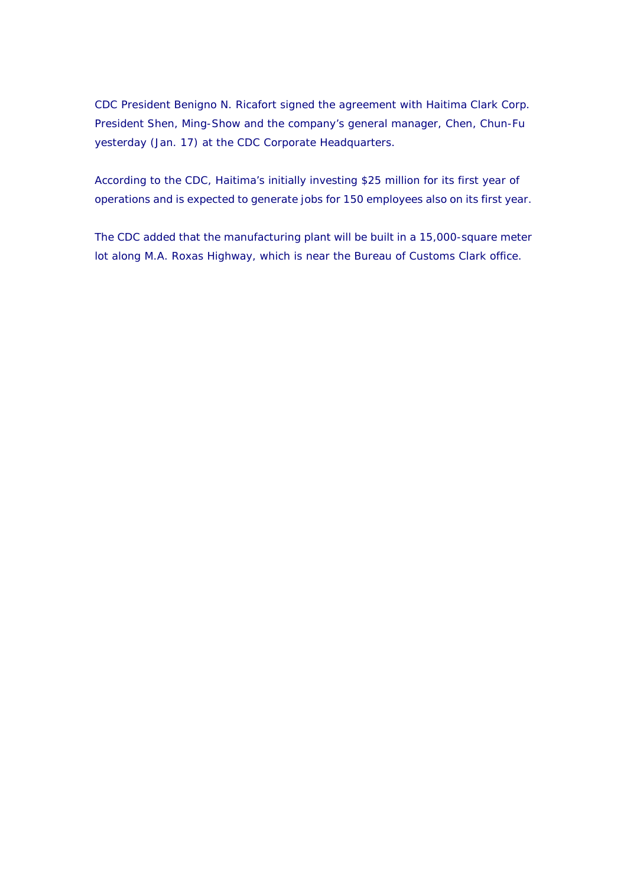CDC President Benigno N. Ricafort signed the agreement with Haitima Clark Corp. President Shen, Ming-Show and the company's general manager, Chen, Chun-Fu yesterday (Jan. 17) at the CDC Corporate Headquarters.

According to the CDC, Haitima's initially investing $25 million for its first year of operations and is expected to generate jobs for 150 employees also on its first year.

The CDC added that the manufacturing plant will be built in a 15,000-square meter lot along M.A. Roxas Highway, which is near the Bureau of Customs Clark office.